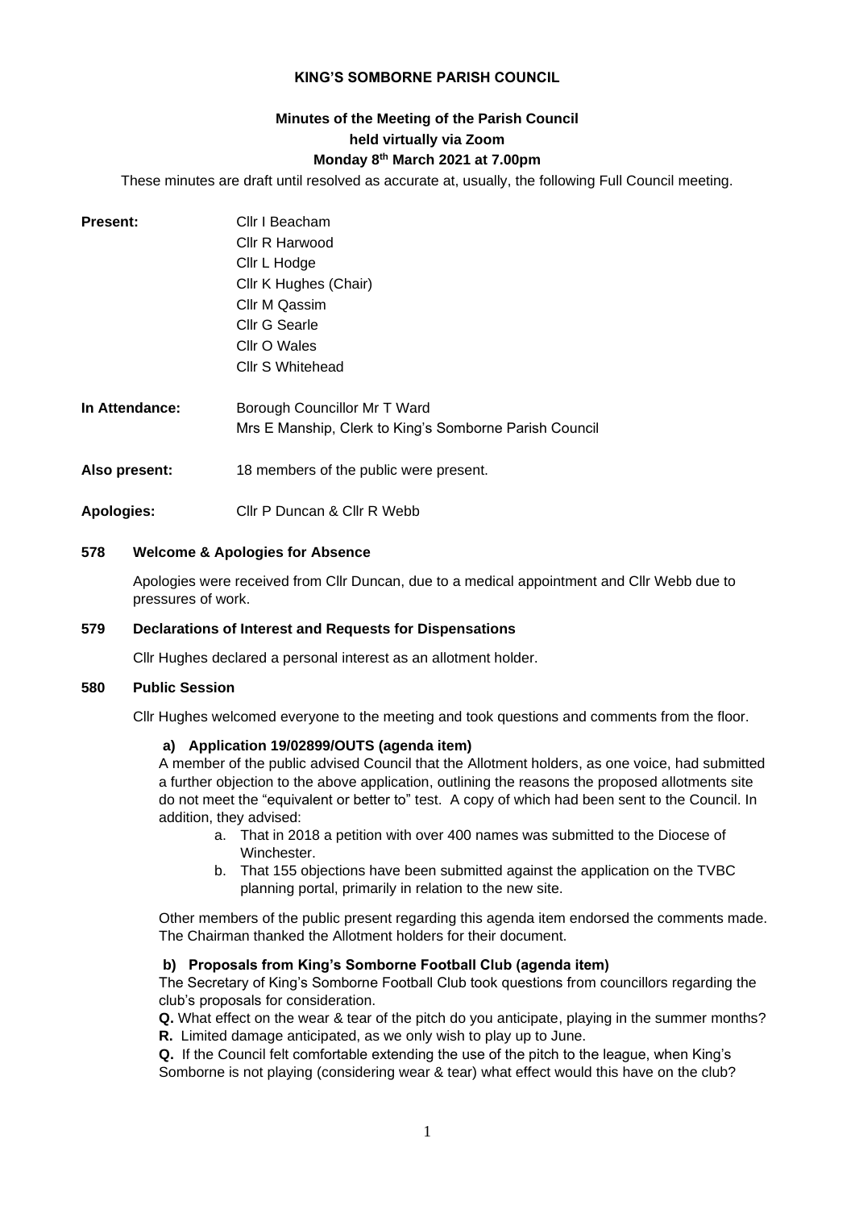**KING'S SOMBORNE PARISH COUNCIL**

**Minutes of the Meeting of the Parish Council**
**held virtually via Zoom**
**Monday 8th March 2021 at 7.00pm**

These minutes are draft until resolved as accurate at, usually, the following Full Council meeting.

**Present:**
Cllr I Beacham
Cllr R Harwood
Cllr L Hodge
Cllr K Hughes (Chair)
Cllr M Qassim
Cllr G Searle
Cllr O Wales
Cllr S Whitehead

**In Attendance:**
Borough Councillor Mr T Ward
Mrs E Manship, Clerk to King's Somborne Parish Council

**Also present:** 18 members of the public were present.

**Apologies:** Cllr P Duncan & Cllr R Webb

**578 Welcome & Apologies for Absence**

Apologies were received from Cllr Duncan, due to a medical appointment and Cllr Webb due to pressures of work.

**579 Declarations of Interest and Requests for Dispensations**

Cllr Hughes declared a personal interest as an allotment holder.

**580 Public Session**

Cllr Hughes welcomed everyone to the meeting and took questions and comments from the floor.

**a) Application 19/02899/OUTS (agenda item)**

A member of the public advised Council that the Allotment holders, as one voice, had submitted a further objection to the above application, outlining the reasons the proposed allotments site do not meet the "equivalent or better to" test. A copy of which had been sent to the Council. In addition, they advised:

a. That in 2018 a petition with over 400 names was submitted to the Diocese of Winchester.
b. That 155 objections have been submitted against the application on the TVBC planning portal, primarily in relation to the new site.

Other members of the public present regarding this agenda item endorsed the comments made. The Chairman thanked the Allotment holders for their document.

**b) Proposals from King's Somborne Football Club (agenda item)**

The Secretary of King's Somborne Football Club took questions from councillors regarding the club's proposals for consideration.

**Q.** What effect on the wear & tear of the pitch do you anticipate, playing in the summer months?
**R.** Limited damage anticipated, as we only wish to play up to June.
**Q.** If the Council felt comfortable extending the use of the pitch to the league, when King's Somborne is not playing (considering wear & tear) what effect would this have on the club?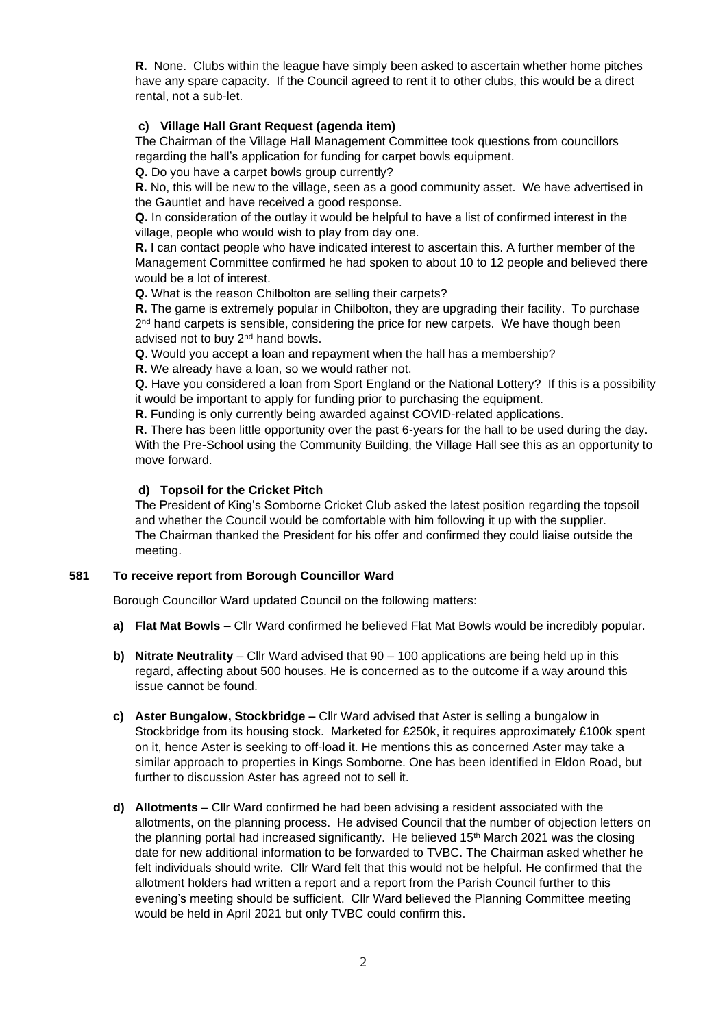**R.** None. Clubs within the league have simply been asked to ascertain whether home pitches have any spare capacity. If the Council agreed to rent it to other clubs, this would be a direct rental, not a sub-let.

**c) Village Hall Grant Request (agenda item)**

The Chairman of the Village Hall Management Committee took questions from councillors regarding the hall's application for funding for carpet bowls equipment.

**Q.** Do you have a carpet bowls group currently?

**R.** No, this will be new to the village, seen as a good community asset. We have advertised in the Gauntlet and have received a good response.

**Q.** In consideration of the outlay it would be helpful to have a list of confirmed interest in the village, people who would wish to play from day one.

**R.** I can contact people who have indicated interest to ascertain this. A further member of the Management Committee confirmed he had spoken to about 10 to 12 people and believed there would be a lot of interest.

**Q.** What is the reason Chilbolton are selling their carpets?

**R.** The game is extremely popular in Chilbolton, they are upgrading their facility. To purchase 2nd hand carpets is sensible, considering the price for new carpets. We have though been advised not to buy 2nd hand bowls.

**Q**. Would you accept a loan and repayment when the hall has a membership?

**R.** We already have a loan, so we would rather not.

**Q.** Have you considered a loan from Sport England or the National Lottery? If this is a possibility it would be important to apply for funding prior to purchasing the equipment.

**R.** Funding is only currently being awarded against COVID-related applications.

**R.** There has been little opportunity over the past 6-years for the hall to be used during the day. With the Pre-School using the Community Building, the Village Hall see this as an opportunity to move forward.

**d) Topsoil for the Cricket Pitch**

The President of King's Somborne Cricket Club asked the latest position regarding the topsoil and whether the Council would be comfortable with him following it up with the supplier. The Chairman thanked the President for his offer and confirmed they could liaise outside the meeting.

**581 To receive report from Borough Councillor Ward**

Borough Councillor Ward updated Council on the following matters:

- **a) Flat Mat Bowls** – Cllr Ward confirmed he believed Flat Mat Bowls would be incredibly popular.
- **b) Nitrate Neutrality** – Cllr Ward advised that 90 – 100 applications are being held up in this regard, affecting about 500 houses. He is concerned as to the outcome if a way around this issue cannot be found.
- **c) Aster Bungalow, Stockbridge –** Cllr Ward advised that Aster is selling a bungalow in Stockbridge from its housing stock. Marketed for £250k, it requires approximately £100k spent on it, hence Aster is seeking to off-load it. He mentions this as concerned Aster may take a similar approach to properties in Kings Somborne. One has been identified in Eldon Road, but further to discussion Aster has agreed not to sell it.
- **d) Allotments** – Cllr Ward confirmed he had been advising a resident associated with the allotments, on the planning process. He advised Council that the number of objection letters on the planning portal had increased significantly. He believed 15th March 2021 was the closing date for new additional information to be forwarded to TVBC. The Chairman asked whether he felt individuals should write. Cllr Ward felt that this would not be helpful. He confirmed that the allotment holders had written a report and a report from the Parish Council further to this evening's meeting should be sufficient. Cllr Ward believed the Planning Committee meeting would be held in April 2021 but only TVBC could confirm this.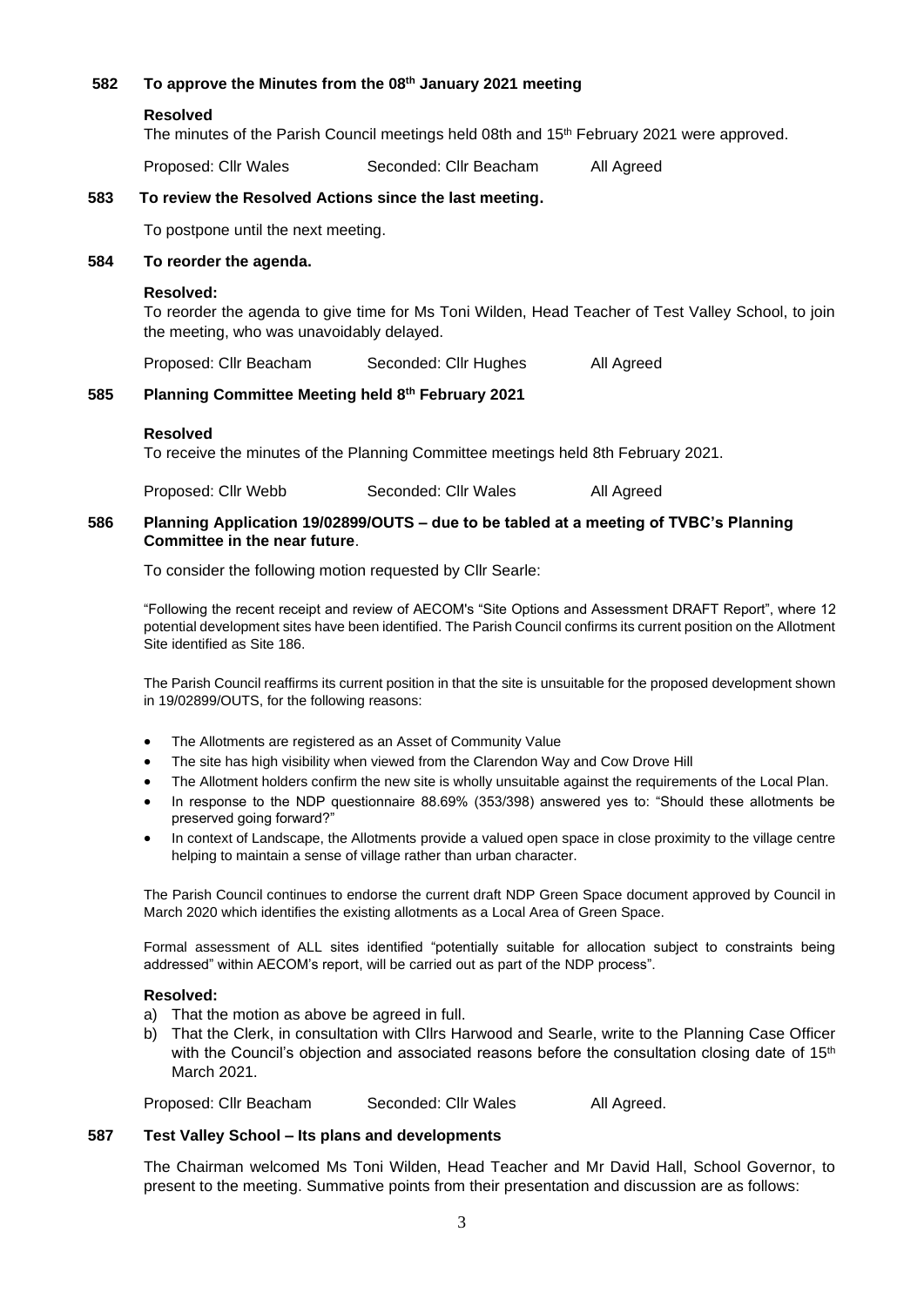**582 To approve the Minutes from the 08th January 2021 meeting**

**Resolved**

The minutes of the Parish Council meetings held 08th and 15th February 2021 were approved.

Proposed: Cllr Wales Seconded: Cllr Beacham All Agreed

**583 To review the Resolved Actions since the last meeting.**

To postpone until the next meeting.

**584 To reorder the agenda.**

**Resolved:**

To reorder the agenda to give time for Ms Toni Wilden, Head Teacher of Test Valley School, to join the meeting, who was unavoidably delayed.

Proposed: Cllr Beacham Seconded: Cllr Hughes All Agreed

**585 Planning Committee Meeting held 8th February 2021**

**Resolved**

To receive the minutes of the Planning Committee meetings held 8th February 2021.

Proposed: Cllr Webb Seconded: Cllr Wales All Agreed

**586 Planning Application 19/02899/OUTS – due to be tabled at a meeting of TVBC's Planning Committee in the near future**.

To consider the following motion requested by Cllr Searle:

"Following the recent receipt and review of AECOM's "Site Options and Assessment DRAFT Report", where 12 potential development sites have been identified. The Parish Council confirms its current position on the Allotment Site identified as Site 186.

The Parish Council reaffirms its current position in that the site is unsuitable for the proposed development shown in 19/02899/OUTS, for the following reasons:

- The Allotments are registered as an Asset of Community Value
- The site has high visibility when viewed from the Clarendon Way and Cow Drove Hill
- The Allotment holders confirm the new site is wholly unsuitable against the requirements of the Local Plan.
- In response to the NDP questionnaire 88.69% (353/398) answered yes to: "Should these allotments be preserved going forward?"
- In context of Landscape, the Allotments provide a valued open space in close proximity to the village centre helping to maintain a sense of village rather than urban character.

The Parish Council continues to endorse the current draft NDP Green Space document approved by Council in March 2020 which identifies the existing allotments as a Local Area of Green Space.

Formal assessment of ALL sites identified "potentially suitable for allocation subject to constraints being addressed" within AECOM's report, will be carried out as part of the NDP process".

**Resolved:**

a) That the motion as above be agreed in full.
b) That the Clerk, in consultation with Cllrs Harwood and Searle, write to the Planning Case Officer with the Council's objection and associated reasons before the consultation closing date of 15th March 2021.

Proposed: Cllr Beacham Seconded: Cllr Wales All Agreed.

**587 Test Valley School – Its plans and developments**

The Chairman welcomed Ms Toni Wilden, Head Teacher and Mr David Hall, School Governor, to present to the meeting. Summative points from their presentation and discussion are as follows: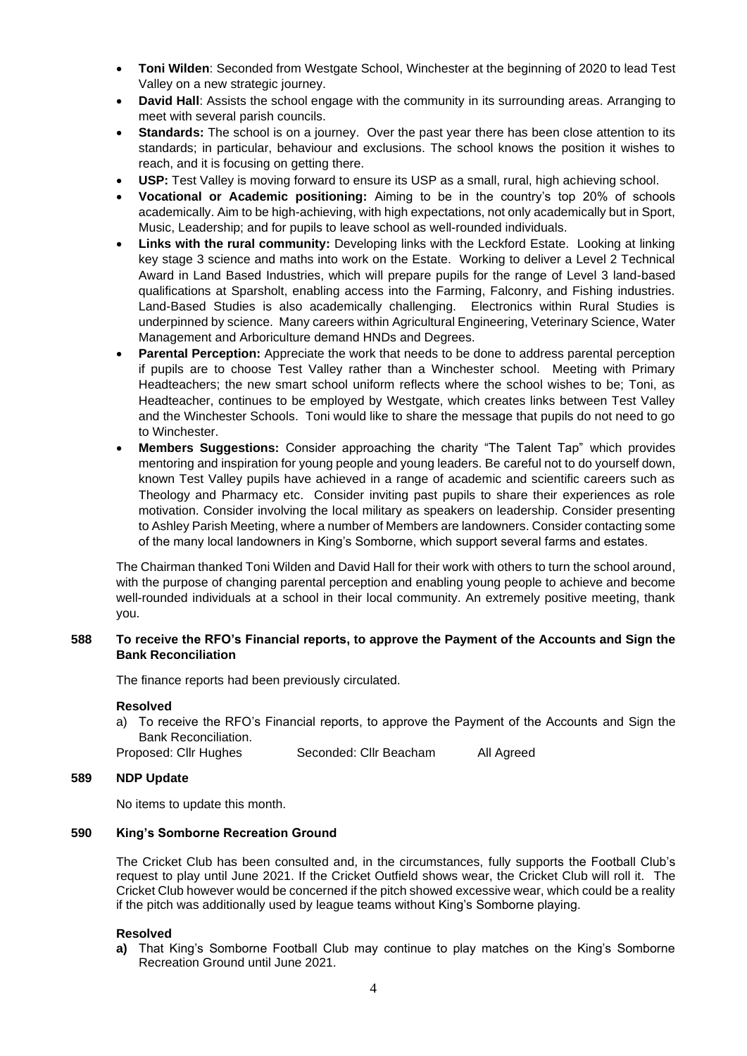- **Toni Wilden**: Seconded from Westgate School, Winchester at the beginning of 2020 to lead Test Valley on a new strategic journey.
- **David Hall**: Assists the school engage with the community in its surrounding areas. Arranging to meet with several parish councils.
- **Standards:** The school is on a journey. Over the past year there has been close attention to its standards; in particular, behaviour and exclusions. The school knows the position it wishes to reach, and it is focusing on getting there.
- **USP:** Test Valley is moving forward to ensure its USP as a small, rural, high achieving school.
- **Vocational or Academic positioning:** Aiming to be in the country's top 20% of schools academically. Aim to be high-achieving, with high expectations, not only academically but in Sport, Music, Leadership; and for pupils to leave school as well-rounded individuals.
- **Links with the rural community:** Developing links with the Leckford Estate. Looking at linking key stage 3 science and maths into work on the Estate. Working to deliver a Level 2 Technical Award in Land Based Industries, which will prepare pupils for the range of Level 3 land-based qualifications at Sparsholt, enabling access into the Farming, Falconry, and Fishing industries. Land-Based Studies is also academically challenging. Electronics within Rural Studies is underpinned by science. Many careers within Agricultural Engineering, Veterinary Science, Water Management and Arboriculture demand HNDs and Degrees.
- **Parental Perception:** Appreciate the work that needs to be done to address parental perception if pupils are to choose Test Valley rather than a Winchester school. Meeting with Primary Headteachers; the new smart school uniform reflects where the school wishes to be; Toni, as Headteacher, continues to be employed by Westgate, which creates links between Test Valley and the Winchester Schools. Toni would like to share the message that pupils do not need to go to Winchester.
- **Members Suggestions:** Consider approaching the charity "The Talent Tap" which provides mentoring and inspiration for young people and young leaders. Be careful not to do yourself down, known Test Valley pupils have achieved in a range of academic and scientific careers such as Theology and Pharmacy etc. Consider inviting past pupils to share their experiences as role motivation. Consider involving the local military as speakers on leadership. Consider presenting to Ashley Parish Meeting, where a number of Members are landowners. Consider contacting some of the many local landowners in King's Somborne, which support several farms and estates.

The Chairman thanked Toni Wilden and David Hall for their work with others to turn the school around, with the purpose of changing parental perception and enabling young people to achieve and become well-rounded individuals at a school in their local community. An extremely positive meeting, thank you.

### 588 To receive the RFO's Financial reports, to approve the Payment of the Accounts and Sign the Bank Reconciliation

The finance reports had been previously circulated.

**Resolved**

a) To receive the RFO's Financial reports, to approve the Payment of the Accounts and Sign the Bank Reconciliation.

Proposed: Cllr Hughes    Seconded: Cllr Beacham    All Agreed

### 589 NDP Update

No items to update this month.

### 590 King's Somborne Recreation Ground

The Cricket Club has been consulted and, in the circumstances, fully supports the Football Club's request to play until June 2021. If the Cricket Outfield shows wear, the Cricket Club will roll it. The Cricket Club however would be concerned if the pitch showed excessive wear, which could be a reality if the pitch was additionally used by league teams without King's Somborne playing.

**Resolved**

**a)** That King's Somborne Football Club may continue to play matches on the King's Somborne Recreation Ground until June 2021.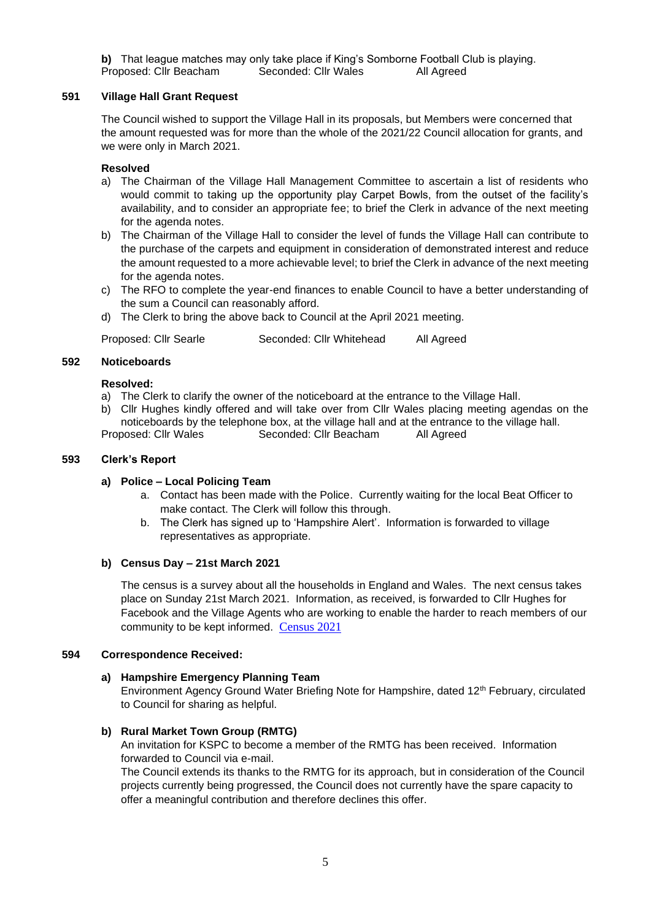**b)** That league matches may only take place if King's Somborne Football Club is playing.
Proposed: Cllr Beacham Seconded: Cllr Wales All Agreed

## 591 Village Hall Grant Request

The Council wished to support the Village Hall in its proposals, but Members were concerned that the amount requested was for more than the whole of the 2021/22 Council allocation for grants, and we were only in March 2021.

**Resolved**

a) The Chairman of the Village Hall Management Committee to ascertain a list of residents who would commit to taking up the opportunity play Carpet Bowls, from the outset of the facility's availability, and to consider an appropriate fee; to brief the Clerk in advance of the next meeting for the agenda notes.
b) The Chairman of the Village Hall to consider the level of funds the Village Hall can contribute to the purchase of the carpets and equipment in consideration of demonstrated interest and reduce the amount requested to a more achievable level; to brief the Clerk in advance of the next meeting for the agenda notes.
c) The RFO to complete the year-end finances to enable Council to have a better understanding of the sum a Council can reasonably afford.
d) The Clerk to bring the above back to Council at the April 2021 meeting.

Proposed: Cllr Searle Seconded: Cllr Whitehead All Agreed

## 592 Noticeboards

**Resolved:**

a) The Clerk to clarify the owner of the noticeboard at the entrance to the Village Hall.
b) Cllr Hughes kindly offered and will take over from Cllr Wales placing meeting agendas on the noticeboards by the telephone box, at the village hall and at the entrance to the village hall.

Proposed: Cllr Wales Seconded: Cllr Beacham All Agreed

## 593 Clerk's Report

### a) Police – Local Policing Team

a. Contact has been made with the Police. Currently waiting for the local Beat Officer to make contact. The Clerk will follow this through.
b. The Clerk has signed up to 'Hampshire Alert'. Information is forwarded to village representatives as appropriate.

### b) Census Day – 21st March 2021

The census is a survey about all the households in England and Wales. The next census takes place on Sunday 21st March 2021. Information, as received, is forwarded to Cllr Hughes for Facebook and the Village Agents who are working to enable the harder to reach members of our community to be kept informed. Census 2021

## 594 Correspondence Received:

### a) Hampshire Emergency Planning Team

Environment Agency Ground Water Briefing Note for Hampshire, dated 12th February, circulated to Council for sharing as helpful.

### b) Rural Market Town Group (RMTG)

An invitation for KSPC to become a member of the RMTG has been received. Information forwarded to Council via e-mail.

The Council extends its thanks to the RMTG for its approach, but in consideration of the Council projects currently being progressed, the Council does not currently have the spare capacity to offer a meaningful contribution and therefore declines this offer.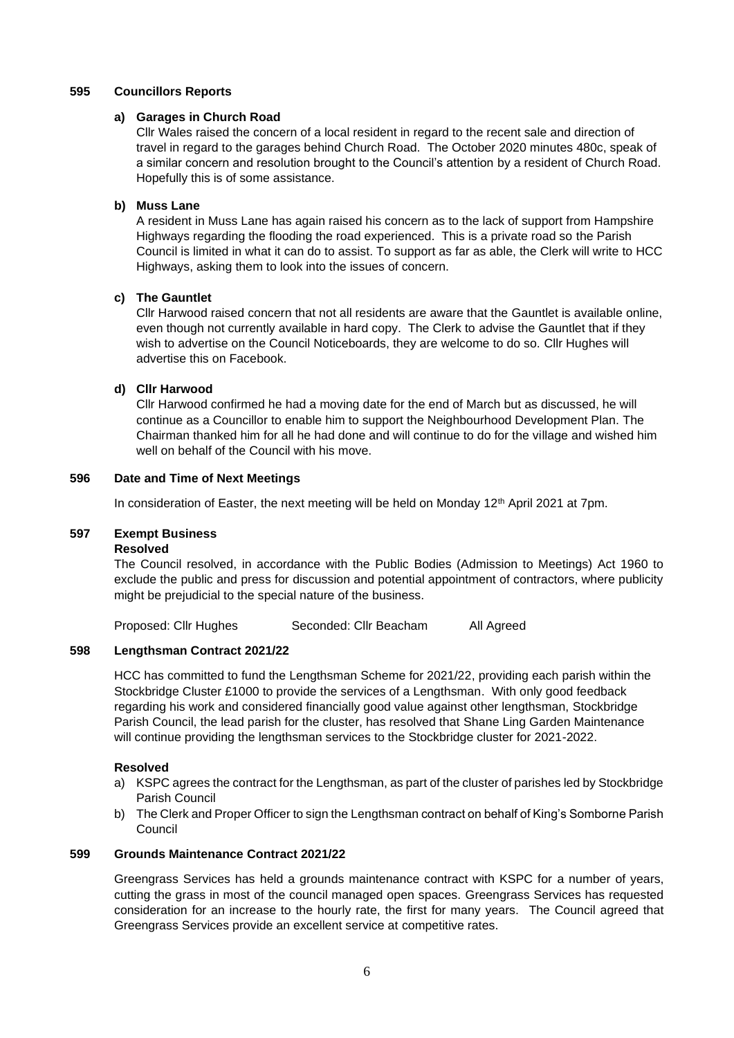## 595 Councillors Reports

### a) Garages in Church Road

Cllr Wales raised the concern of a local resident in regard to the recent sale and direction of travel in regard to the garages behind Church Road. The October 2020 minutes 480c, speak of a similar concern and resolution brought to the Council's attention by a resident of Church Road. Hopefully this is of some assistance.

### b) Muss Lane

A resident in Muss Lane has again raised his concern as to the lack of support from Hampshire Highways regarding the flooding the road experienced. This is a private road so the Parish Council is limited in what it can do to assist. To support as far as able, the Clerk will write to HCC Highways, asking them to look into the issues of concern.

### c) The Gauntlet

Cllr Harwood raised concern that not all residents are aware that the Gauntlet is available online, even though not currently available in hard copy. The Clerk to advise the Gauntlet that if they wish to advertise on the Council Noticeboards, they are welcome to do so. Cllr Hughes will advertise this on Facebook.

### d) Cllr Harwood

Cllr Harwood confirmed he had a moving date for the end of March but as discussed, he will continue as a Councillor to enable him to support the Neighbourhood Development Plan. The Chairman thanked him for all he had done and will continue to do for the village and wished him well on behalf of the Council with his move.

## 596 Date and Time of Next Meetings

In consideration of Easter, the next meeting will be held on Monday 12th April 2021 at 7pm.

## 597 Exempt Business

**Resolved**

The Council resolved, in accordance with the Public Bodies (Admission to Meetings) Act 1960 to exclude the public and press for discussion and potential appointment of contractors, where publicity might be prejudicial to the special nature of the business.

Proposed: Cllr Hughes    Seconded: Cllr Beacham    All Agreed

## 598 Lengthsman Contract 2021/22

HCC has committed to fund the Lengthsman Scheme for 2021/22, providing each parish within the Stockbridge Cluster £1000 to provide the services of a Lengthsman. With only good feedback regarding his work and considered financially good value against other lengthsman, Stockbridge Parish Council, the lead parish for the cluster, has resolved that Shane Ling Garden Maintenance will continue providing the lengthsman services to the Stockbridge cluster for 2021-2022.

**Resolved**

a) KSPC agrees the contract for the Lengthsman, as part of the cluster of parishes led by Stockbridge Parish Council
b) The Clerk and Proper Officer to sign the Lengthsman contract on behalf of King's Somborne Parish Council

## 599 Grounds Maintenance Contract 2021/22

Greengrass Services has held a grounds maintenance contract with KSPC for a number of years, cutting the grass in most of the council managed open spaces. Greengrass Services has requested consideration for an increase to the hourly rate, the first for many years. The Council agreed that Greengrass Services provide an excellent service at competitive rates.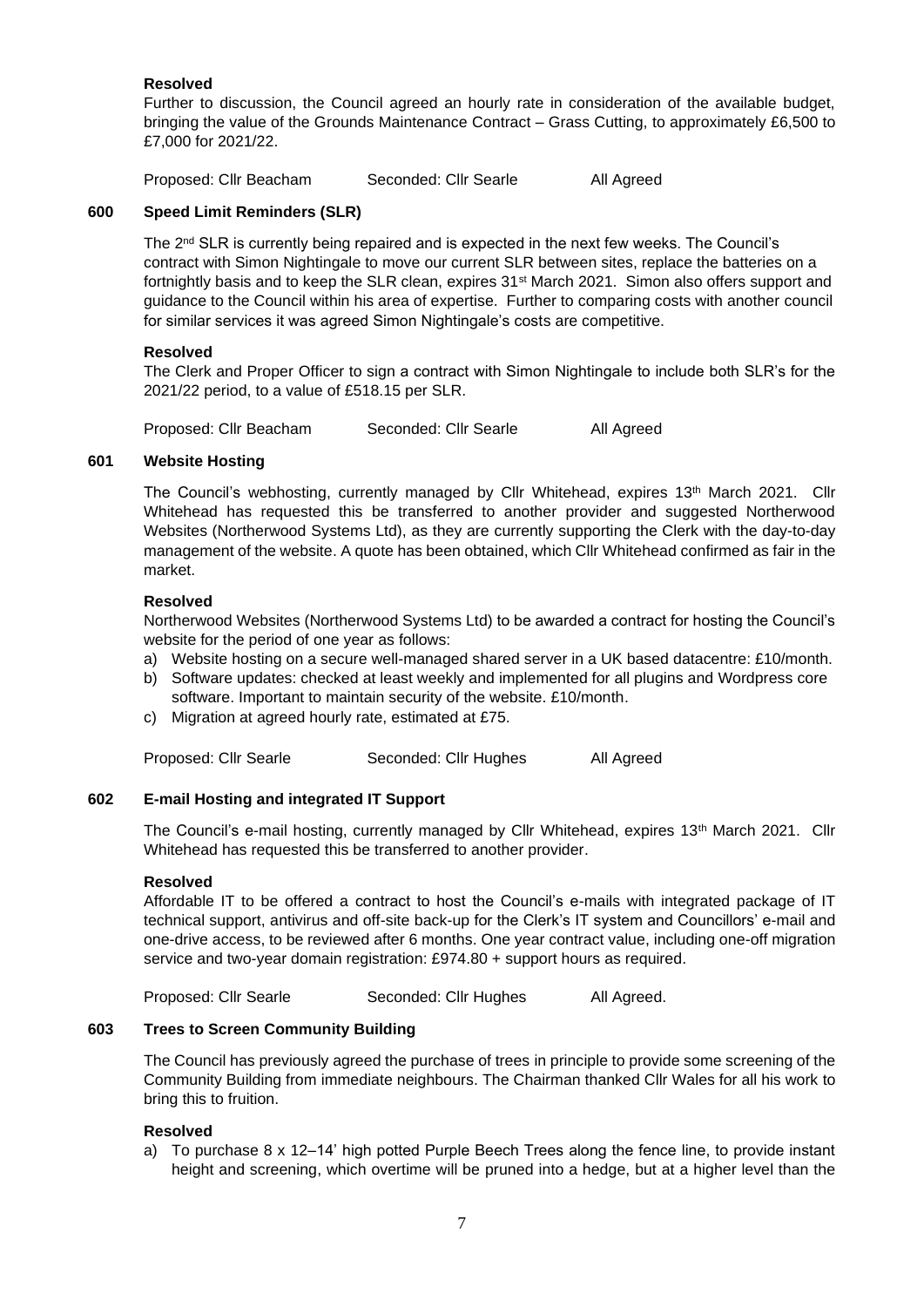**Resolved**

Further to discussion, the Council agreed an hourly rate in consideration of the available budget, bringing the value of the Grounds Maintenance Contract – Grass Cutting, to approximately £6,500 to £7,000 for 2021/22.

Proposed: Cllr Beacham    Seconded: Cllr Searle    All Agreed

**600 Speed Limit Reminders (SLR)**

The 2nd SLR is currently being repaired and is expected in the next few weeks. The Council's contract with Simon Nightingale to move our current SLR between sites, replace the batteries on a fortnightly basis and to keep the SLR clean, expires 31st March 2021. Simon also offers support and guidance to the Council within his area of expertise. Further to comparing costs with another council for similar services it was agreed Simon Nightingale's costs are competitive.

**Resolved**

The Clerk and Proper Officer to sign a contract with Simon Nightingale to include both SLR's for the 2021/22 period, to a value of £518.15 per SLR.

Proposed: Cllr Beacham    Seconded: Cllr Searle    All Agreed

**601 Website Hosting**

The Council's webhosting, currently managed by Cllr Whitehead, expires 13th March 2021. Cllr Whitehead has requested this be transferred to another provider and suggested Northerwood Websites (Northerwood Systems Ltd), as they are currently supporting the Clerk with the day-to-day management of the website. A quote has been obtained, which Cllr Whitehead confirmed as fair in the market.

**Resolved**

Northerwood Websites (Northerwood Systems Ltd) to be awarded a contract for hosting the Council's website for the period of one year as follows:

a) Website hosting on a secure well-managed shared server in a UK based datacentre: £10/month.
b) Software updates: checked at least weekly and implemented for all plugins and Wordpress core software. Important to maintain security of the website. £10/month.
c) Migration at agreed hourly rate, estimated at £75.

Proposed: Cllr Searle    Seconded: Cllr Hughes    All Agreed

**602 E-mail Hosting and integrated IT Support**

The Council's e-mail hosting, currently managed by Cllr Whitehead, expires 13th March 2021. Cllr Whitehead has requested this be transferred to another provider.

**Resolved**

Affordable IT to be offered a contract to host the Council's e-mails with integrated package of IT technical support, antivirus and off-site back-up for the Clerk's IT system and Councillors' e-mail and one-drive access, to be reviewed after 6 months. One year contract value, including one-off migration service and two-year domain registration: £974.80 + support hours as required.

Proposed: Cllr Searle    Seconded: Cllr Hughes    All Agreed.

**603 Trees to Screen Community Building**

The Council has previously agreed the purchase of trees in principle to provide some screening of the Community Building from immediate neighbours. The Chairman thanked Cllr Wales for all his work to bring this to fruition.

**Resolved**

a) To purchase 8 x 12–14' high potted Purple Beech Trees along the fence line, to provide instant height and screening, which overtime will be pruned into a hedge, but at a higher level than the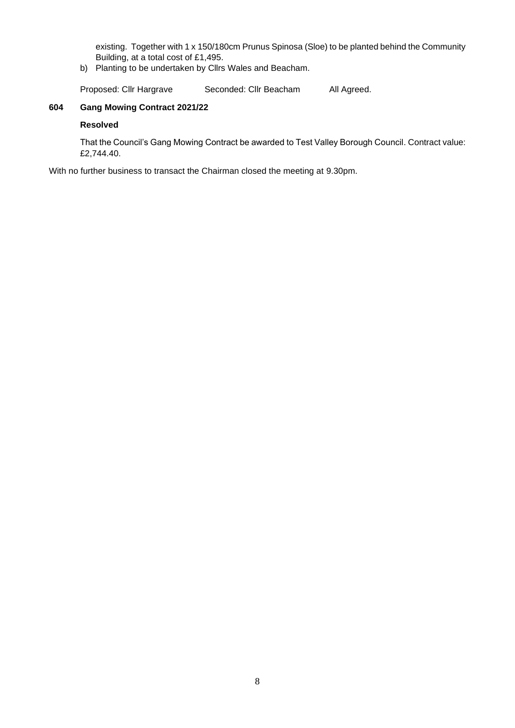existing. Together with 1 x 150/180cm Prunus Spinosa (Sloe) to be planted behind the Community Building, at a total cost of £1,495.

b) Planting to be undertaken by Cllrs Wales and Beacham.

Proposed: Cllr Hargrave Seconded: Cllr Beacham All Agreed.

**604 Gang Mowing Contract 2021/22**

**Resolved**

That the Council's Gang Mowing Contract be awarded to Test Valley Borough Council. Contract value: £2,744.40.

With no further business to transact the Chairman closed the meeting at 9.30pm.